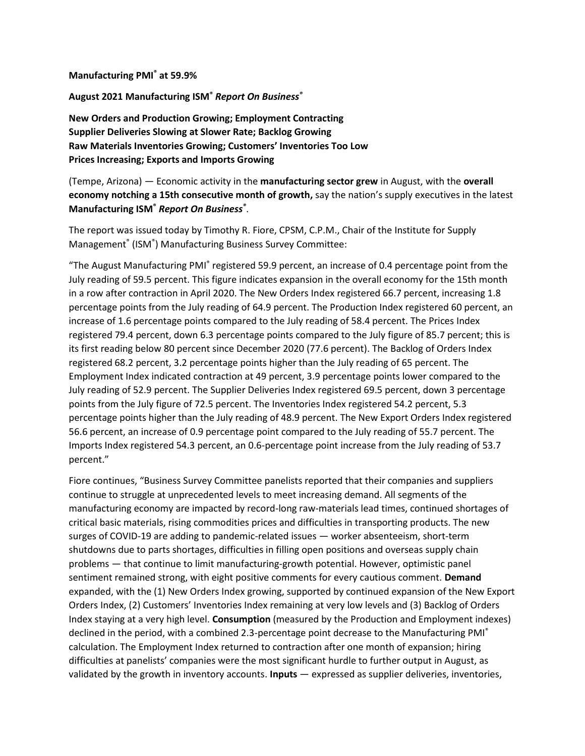**Manufacturing PMI® at 59.9%**

**August 2021 Manufacturing ISM® *Report On Business®***

**New Orders and Production Growing; Employment Contracting**
**Supplier Deliveries Slowing at Slower Rate; Backlog Growing**
**Raw Materials Inventories Growing; Customers' Inventories Too Low**
**Prices Increasing; Exports and Imports Growing**

(Tempe, Arizona) — Economic activity in the **manufacturing sector grew** in August, with the **overall economy notching a 15th consecutive month of growth,** say the nation's supply executives in the latest **Manufacturing ISM® *Report On Business®***.

The report was issued today by Timothy R. Fiore, CPSM, C.P.M., Chair of the Institute for Supply Management® (ISM®) Manufacturing Business Survey Committee:

"The August Manufacturing PMI® registered 59.9 percent, an increase of 0.4 percentage point from the July reading of 59.5 percent. This figure indicates expansion in the overall economy for the 15th month in a row after contraction in April 2020. The New Orders Index registered 66.7 percent, increasing 1.8 percentage points from the July reading of 64.9 percent. The Production Index registered 60 percent, an increase of 1.6 percentage points compared to the July reading of 58.4 percent. The Prices Index registered 79.4 percent, down 6.3 percentage points compared to the July figure of 85.7 percent; this is its first reading below 80 percent since December 2020 (77.6 percent). The Backlog of Orders Index registered 68.2 percent, 3.2 percentage points higher than the July reading of 65 percent. The Employment Index indicated contraction at 49 percent, 3.9 percentage points lower compared to the July reading of 52.9 percent. The Supplier Deliveries Index registered 69.5 percent, down 3 percentage points from the July figure of 72.5 percent. The Inventories Index registered 54.2 percent, 5.3 percentage points higher than the July reading of 48.9 percent. The New Export Orders Index registered 56.6 percent, an increase of 0.9 percentage point compared to the July reading of 55.7 percent. The Imports Index registered 54.3 percent, an 0.6-percentage point increase from the July reading of 53.7 percent."

Fiore continues, "Business Survey Committee panelists reported that their companies and suppliers continue to struggle at unprecedented levels to meet increasing demand. All segments of the manufacturing economy are impacted by record-long raw-materials lead times, continued shortages of critical basic materials, rising commodities prices and difficulties in transporting products. The new surges of COVID-19 are adding to pandemic-related issues — worker absenteeism, short-term shutdowns due to parts shortages, difficulties in filling open positions and overseas supply chain problems — that continue to limit manufacturing-growth potential. However, optimistic panel sentiment remained strong, with eight positive comments for every cautious comment. **Demand** expanded, with the (1) New Orders Index growing, supported by continued expansion of the New Export Orders Index, (2) Customers' Inventories Index remaining at very low levels and (3) Backlog of Orders Index staying at a very high level. **Consumption** (measured by the Production and Employment indexes) declined in the period, with a combined 2.3-percentage point decrease to the Manufacturing PMI® calculation. The Employment Index returned to contraction after one month of expansion; hiring difficulties at panelists' companies were the most significant hurdle to further output in August, as validated by the growth in inventory accounts. **Inputs** — expressed as supplier deliveries, inventories,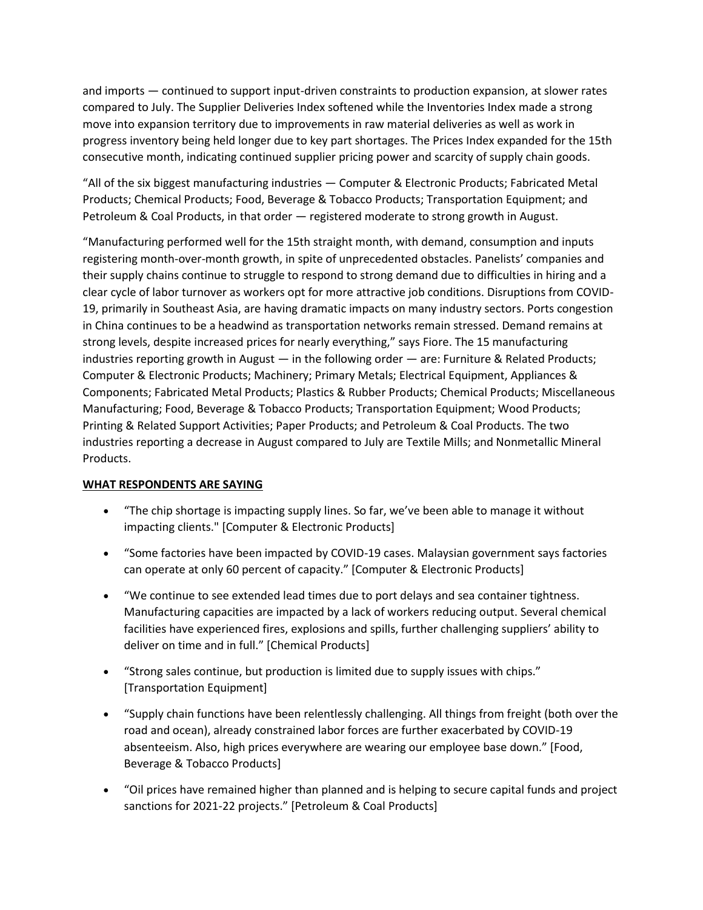and imports — continued to support input-driven constraints to production expansion, at slower rates compared to July. The Supplier Deliveries Index softened while the Inventories Index made a strong move into expansion territory due to improvements in raw material deliveries as well as work in progress inventory being held longer due to key part shortages. The Prices Index expanded for the 15th consecutive month, indicating continued supplier pricing power and scarcity of supply chain goods.

"All of the six biggest manufacturing industries — Computer & Electronic Products; Fabricated Metal Products; Chemical Products; Food, Beverage & Tobacco Products; Transportation Equipment; and Petroleum & Coal Products, in that order — registered moderate to strong growth in August.

"Manufacturing performed well for the 15th straight month, with demand, consumption and inputs registering month-over-month growth, in spite of unprecedented obstacles. Panelists' companies and their supply chains continue to struggle to respond to strong demand due to difficulties in hiring and a clear cycle of labor turnover as workers opt for more attractive job conditions. Disruptions from COVID-19, primarily in Southeast Asia, are having dramatic impacts on many industry sectors. Ports congestion in China continues to be a headwind as transportation networks remain stressed. Demand remains at strong levels, despite increased prices for nearly everything," says Fiore. The 15 manufacturing industries reporting growth in August — in the following order — are: Furniture & Related Products; Computer & Electronic Products; Machinery; Primary Metals; Electrical Equipment, Appliances & Components; Fabricated Metal Products; Plastics & Rubber Products; Chemical Products; Miscellaneous Manufacturing; Food, Beverage & Tobacco Products; Transportation Equipment; Wood Products; Printing & Related Support Activities; Paper Products; and Petroleum & Coal Products. The two industries reporting a decrease in August compared to July are Textile Mills; and Nonmetallic Mineral Products.

**WHAT RESPONDENTS ARE SAYING**

- "The chip shortage is impacting supply lines. So far, we've been able to manage it without impacting clients." [Computer & Electronic Products]
- "Some factories have been impacted by COVID-19 cases. Malaysian government says factories can operate at only 60 percent of capacity." [Computer & Electronic Products]
- "We continue to see extended lead times due to port delays and sea container tightness. Manufacturing capacities are impacted by a lack of workers reducing output. Several chemical facilities have experienced fires, explosions and spills, further challenging suppliers' ability to deliver on time and in full." [Chemical Products]
- "Strong sales continue, but production is limited due to supply issues with chips." [Transportation Equipment]
- "Supply chain functions have been relentlessly challenging. All things from freight (both over the road and ocean), already constrained labor forces are further exacerbated by COVID-19 absenteeism. Also, high prices everywhere are wearing our employee base down." [Food, Beverage & Tobacco Products]
- "Oil prices have remained higher than planned and is helping to secure capital funds and project sanctions for 2021-22 projects." [Petroleum & Coal Products]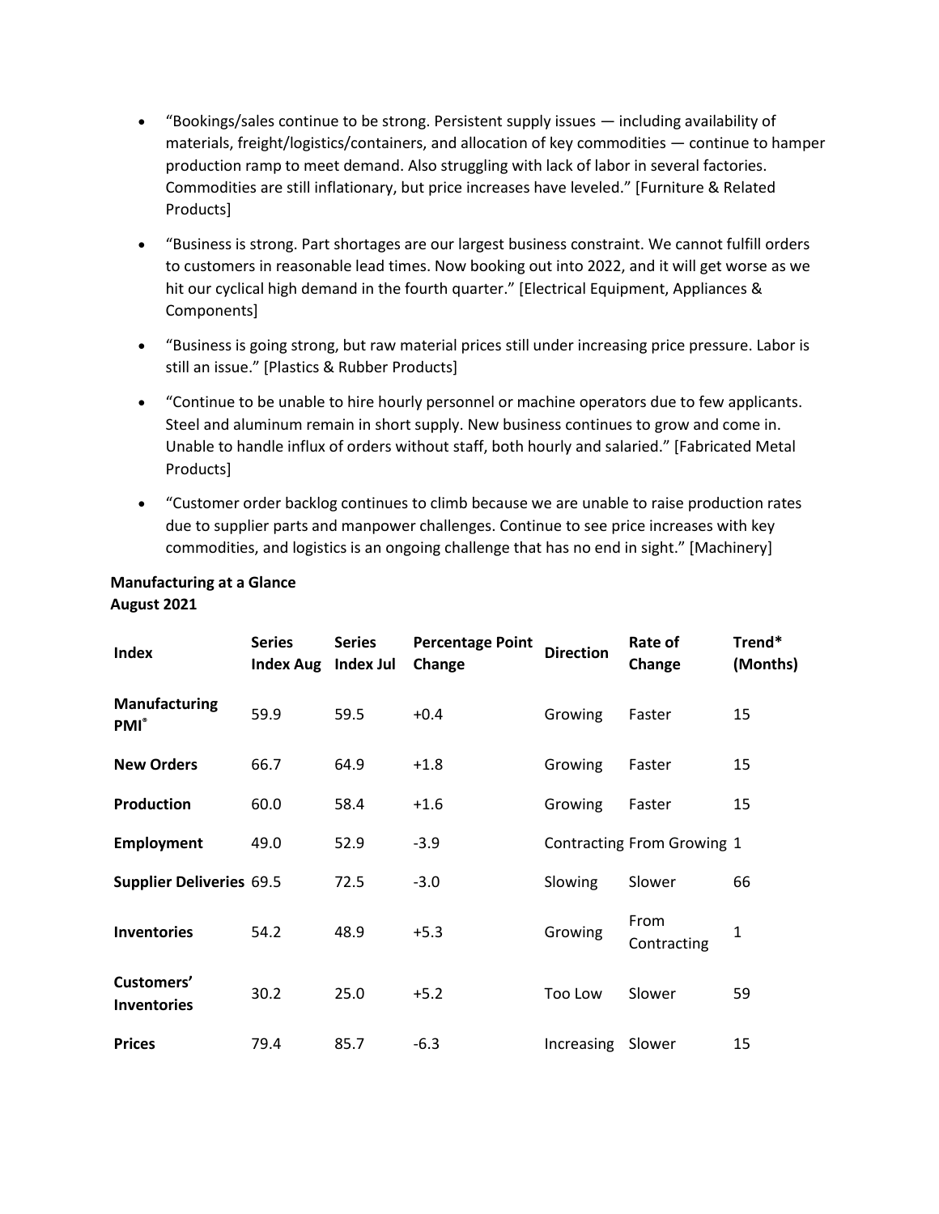- "Bookings/sales continue to be strong. Persistent supply issues — including availability of materials, freight/logistics/containers, and allocation of key commodities — continue to hamper production ramp to meet demand. Also struggling with lack of labor in several factories. Commodities are still inflationary, but price increases have leveled." [Furniture & Related Products]
- "Business is strong. Part shortages are our largest business constraint. We cannot fulfill orders to customers in reasonable lead times. Now booking out into 2022, and it will get worse as we hit our cyclical high demand in the fourth quarter." [Electrical Equipment, Appliances & Components]
- "Business is going strong, but raw material prices still under increasing price pressure. Labor is still an issue." [Plastics & Rubber Products]
- "Continue to be unable to hire hourly personnel or machine operators due to few applicants. Steel and aluminum remain in short supply. New business continues to grow and come in. Unable to handle influx of orders without staff, both hourly and salaried." [Fabricated Metal Products]
- "Customer order backlog continues to climb because we are unable to raise production rates due to supplier parts and manpower challenges. Continue to see price increases with key commodities, and logistics is an ongoing challenge that has no end in sight." [Machinery]

**Manufacturing at a Glance**
**August 2021**

| Index | Series Index Aug | Series Index Jul | Percentage Point Change | Direction | Rate of Change | Trend* (Months) |
|---|---|---|---|---|---|---|
| **Manufacturing PMI®** | 59.9 | 59.5 | +0.4 | Growing | Faster | 15 |
| **New Orders** | 66.7 | 64.9 | +1.8 | Growing | Faster | 15 |
| **Production** | 60.0 | 58.4 | +1.6 | Growing | Faster | 15 |
| **Employment** | 49.0 | 52.9 | -3.9 | Contracting | From Growing | 1 |
| **Supplier Deliveries** | 69.5 | 72.5 | -3.0 | Slowing | Slower | 66 |
| **Inventories** | 54.2 | 48.9 | +5.3 | Growing | From Contracting | 1 |
| **Customers' Inventories** | 30.2 | 25.0 | +5.2 | Too Low | Slower | 59 |
| **Prices** | 79.4 | 85.7 | -6.3 | Increasing | Slower | 15 |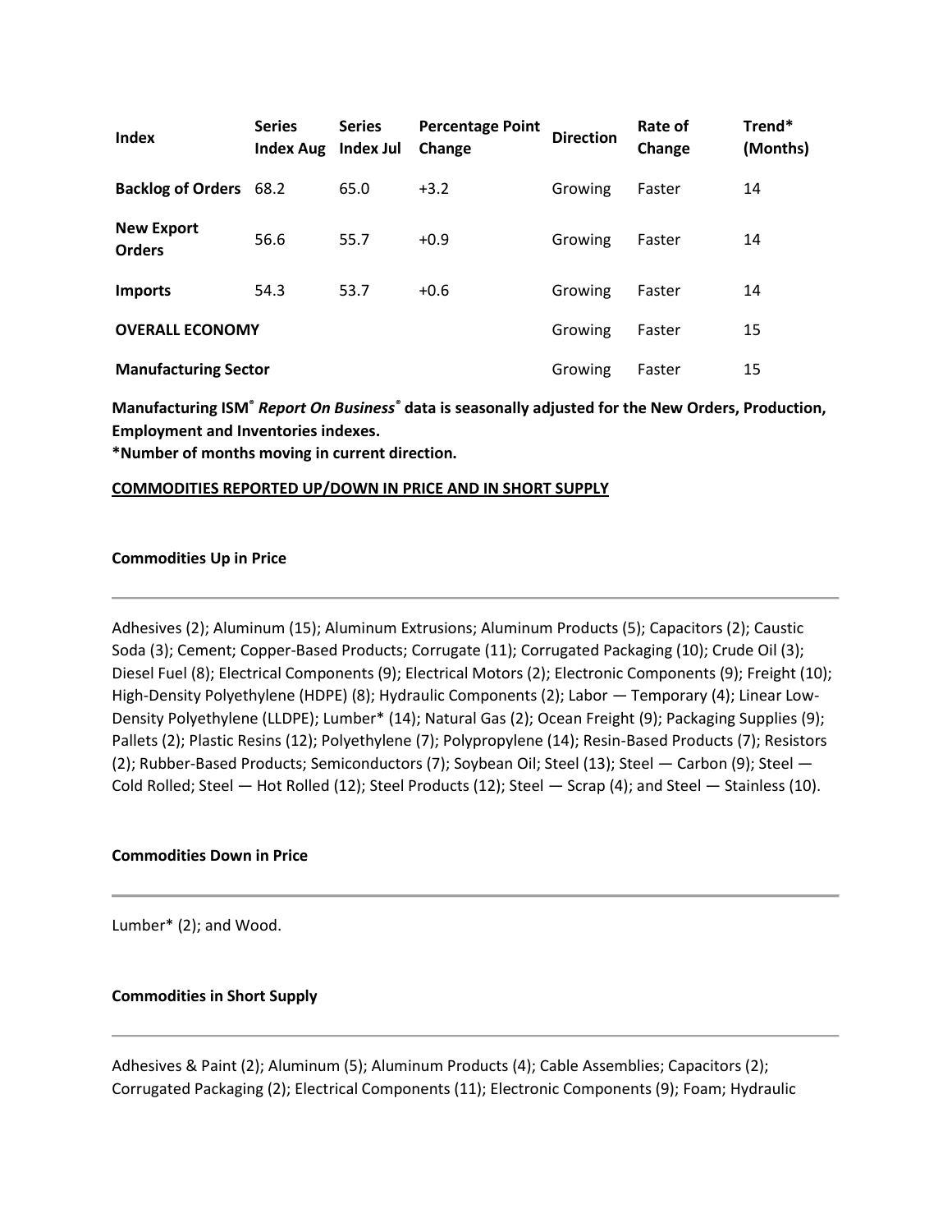| Index | Series Index Aug | Series Index Jul | Percentage Point Change | Direction | Rate of Change | Trend* (Months) |
|---|---|---|---|---|---|---|
| **Backlog of Orders** | 68.2 | 65.0 | +3.2 | Growing | Faster | 14 |
| **New Export Orders** | 56.6 | 55.7 | +0.9 | Growing | Faster | 14 |
| **Imports** | 54.3 | 53.7 | +0.6 | Growing | Faster | 14 |
| **OVERALL ECONOMY** | | | | Growing | Faster | 15 |
| **Manufacturing Sector** | | | | Growing | Faster | 15 |

**Manufacturing ISM® *Report On Business®* data is seasonally adjusted for the New Orders, Production, Employment and Inventories indexes.**
**\*Number of months moving in current direction.**

**COMMODITIES REPORTED UP/DOWN IN PRICE AND IN SHORT SUPPLY**

**Commodities Up in Price**

---

Adhesives (2); Aluminum (15); Aluminum Extrusions; Aluminum Products (5); Capacitors (2); Caustic Soda (3); Cement; Copper-Based Products; Corrugate (11); Corrugated Packaging (10); Crude Oil (3); Diesel Fuel (8); Electrical Components (9); Electrical Motors (2); Electronic Components (9); Freight (10); High-Density Polyethylene (HDPE) (8); Hydraulic Components (2); Labor — Temporary (4); Linear Low-Density Polyethylene (LLDPE); Lumber* (14); Natural Gas (2); Ocean Freight (9); Packaging Supplies (9); Pallets (2); Plastic Resins (12); Polyethylene (7); Polypropylene (14); Resin-Based Products (7); Resistors (2); Rubber-Based Products; Semiconductors (7); Soybean Oil; Steel (13); Steel — Carbon (9); Steel — Cold Rolled; Steel — Hot Rolled (12); Steel Products (12); Steel — Scrap (4); and Steel — Stainless (10).

**Commodities Down in Price**

---

Lumber* (2); and Wood.

**Commodities in Short Supply**

---

Adhesives & Paint (2); Aluminum (5); Aluminum Products (4); Cable Assemblies; Capacitors (2); Corrugated Packaging (2); Electrical Components (11); Electronic Components (9); Foam; Hydraulic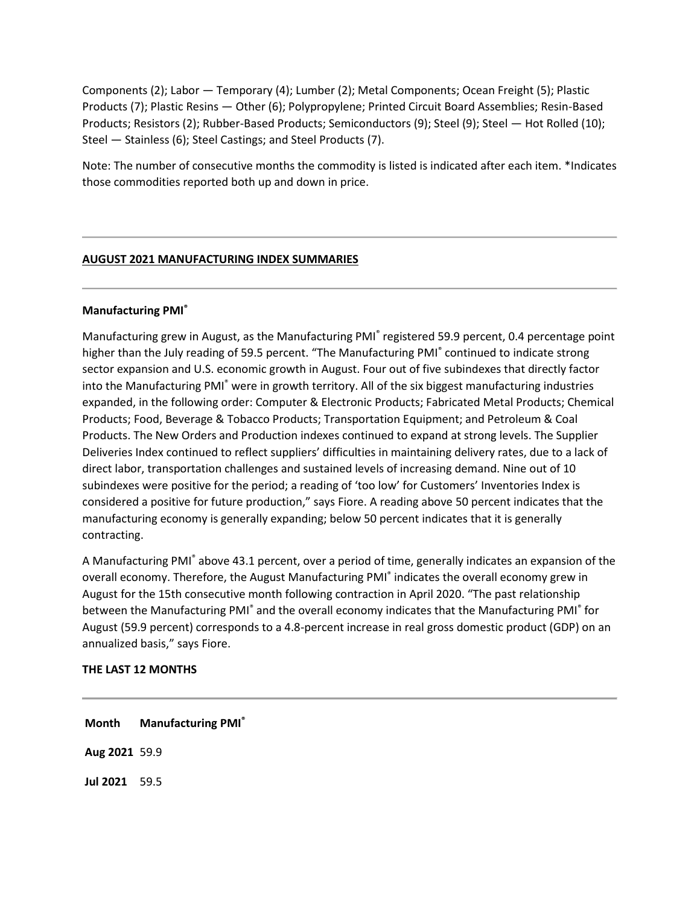Components (2); Labor — Temporary (4); Lumber (2); Metal Components; Ocean Freight (5); Plastic Products (7); Plastic Resins — Other (6); Polypropylene; Printed Circuit Board Assemblies; Resin-Based Products; Resistors (2); Rubber-Based Products; Semiconductors (9); Steel (9); Steel — Hot Rolled (10); Steel — Stainless (6); Steel Castings; and Steel Products (7).

Note: The number of consecutive months the commodity is listed is indicated after each item. *Indicates those commodities reported both up and down in price.

---

## AUGUST 2021 MANUFACTURING INDEX SUMMARIES

---

### Manufacturing PMI®

Manufacturing grew in August, as the Manufacturing PMI® registered 59.9 percent, 0.4 percentage point higher than the July reading of 59.5 percent. "The Manufacturing PMI® continued to indicate strong sector expansion and U.S. economic growth in August. Four out of five subindexes that directly factor into the Manufacturing PMI® were in growth territory. All of the six biggest manufacturing industries expanded, in the following order: Computer & Electronic Products; Fabricated Metal Products; Chemical Products; Food, Beverage & Tobacco Products; Transportation Equipment; and Petroleum & Coal Products. The New Orders and Production indexes continued to expand at strong levels. The Supplier Deliveries Index continued to reflect suppliers' difficulties in maintaining delivery rates, due to a lack of direct labor, transportation challenges and sustained levels of increasing demand. Nine out of 10 subindexes were positive for the period; a reading of 'too low' for Customers' Inventories Index is considered a positive for future production," says Fiore. A reading above 50 percent indicates that the manufacturing economy is generally expanding; below 50 percent indicates that it is generally contracting.

A Manufacturing PMI® above 43.1 percent, over a period of time, generally indicates an expansion of the overall economy. Therefore, the August Manufacturing PMI® indicates the overall economy grew in August for the 15th consecutive month following contraction in April 2020. "The past relationship between the Manufacturing PMI® and the overall economy indicates that the Manufacturing PMI® for August (59.9 percent) corresponds to a 4.8-percent increase in real gross domestic product (GDP) on an annualized basis," says Fiore.

### THE LAST 12 MONTHS

---

| Month | Manufacturing PMI® |
|---|---|
| **Aug 2021** | 59.9 |
| **Jul 2021** | 59.5 |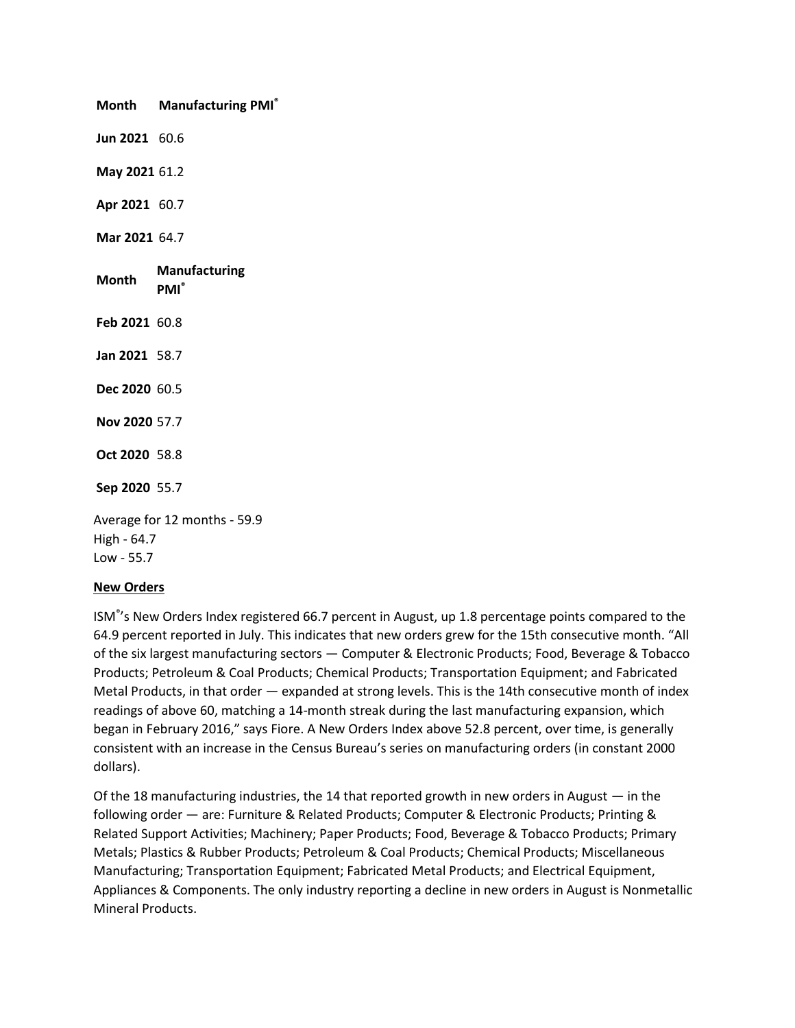| Month | Manufacturing PMI® |
|---|---|
| Jun 2021 | 60.6 |
| May 2021 | 61.2 |
| Apr 2021 | 60.7 |
| Mar 2021 | 64.7 |
| Feb 2021 | 60.8 |
| Jan 2021 | 58.7 |
| Dec 2020 | 60.5 |
| Nov 2020 | 57.7 |
| Oct 2020 | 58.8 |
| Sep 2020 | 55.7 |

Average for 12 months - 59.9
High - 64.7
Low - 55.7

**New Orders**

ISM®'s New Orders Index registered 66.7 percent in August, up 1.8 percentage points compared to the 64.9 percent reported in July. This indicates that new orders grew for the 15th consecutive month. "All of the six largest manufacturing sectors — Computer & Electronic Products; Food, Beverage & Tobacco Products; Petroleum & Coal Products; Chemical Products; Transportation Equipment; and Fabricated Metal Products, in that order — expanded at strong levels. This is the 14th consecutive month of index readings of above 60, matching a 14-month streak during the last manufacturing expansion, which began in February 2016," says Fiore. A New Orders Index above 52.8 percent, over time, is generally consistent with an increase in the Census Bureau's series on manufacturing orders (in constant 2000 dollars).

Of the 18 manufacturing industries, the 14 that reported growth in new orders in August — in the following order — are: Furniture & Related Products; Computer & Electronic Products; Printing & Related Support Activities; Machinery; Paper Products; Food, Beverage & Tobacco Products; Primary Metals; Plastics & Rubber Products; Petroleum & Coal Products; Chemical Products; Miscellaneous Manufacturing; Transportation Equipment; Fabricated Metal Products; and Electrical Equipment, Appliances & Components. The only industry reporting a decline in new orders in August is Nonmetallic Mineral Products.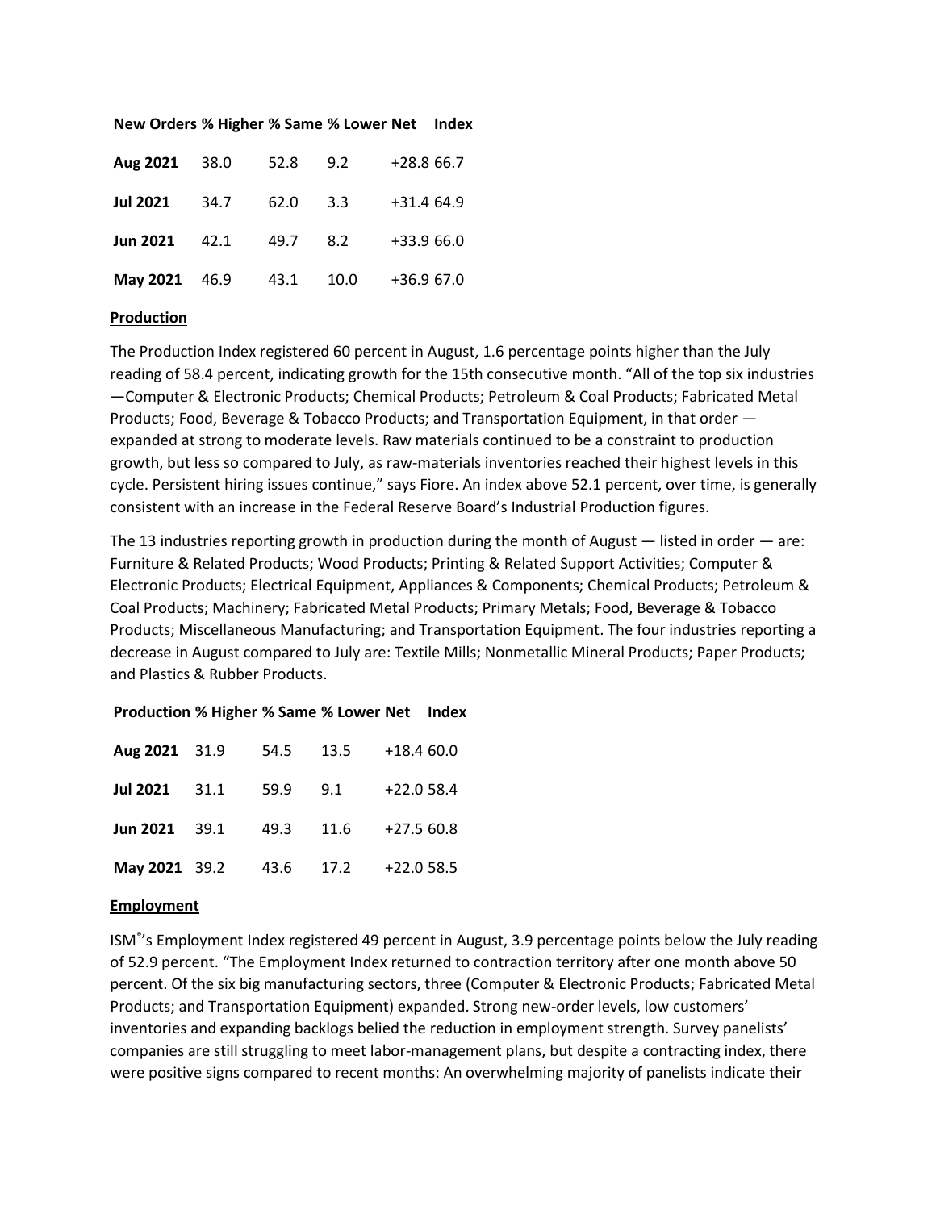| New Orders | % Higher | % Same | % Lower | Net | Index |
|---|---|---|---|---|---|
| **Aug 2021** | 38.0 | 52.8 | 9.2 | +28.8 | 66.7 |
| **Jul 2021** | 34.7 | 62.0 | 3.3 | +31.4 | 64.9 |
| **Jun 2021** | 42.1 | 49.7 | 8.2 | +33.9 | 66.0 |
| **May 2021** | 46.9 | 43.1 | 10.0 | +36.9 | 67.0 |

**Production**

The Production Index registered 60 percent in August, 1.6 percentage points higher than the July reading of 58.4 percent, indicating growth for the 15th consecutive month. "All of the top six industries —Computer & Electronic Products; Chemical Products; Petroleum & Coal Products; Fabricated Metal Products; Food, Beverage & Tobacco Products; and Transportation Equipment, in that order — expanded at strong to moderate levels. Raw materials continued to be a constraint to production growth, but less so compared to July, as raw-materials inventories reached their highest levels in this cycle. Persistent hiring issues continue," says Fiore. An index above 52.1 percent, over time, is generally consistent with an increase in the Federal Reserve Board's Industrial Production figures.

The 13 industries reporting growth in production during the month of August — listed in order — are: Furniture & Related Products; Wood Products; Printing & Related Support Activities; Computer & Electronic Products; Electrical Equipment, Appliances & Components; Chemical Products; Petroleum & Coal Products; Machinery; Fabricated Metal Products; Primary Metals; Food, Beverage & Tobacco Products; Miscellaneous Manufacturing; and Transportation Equipment. The four industries reporting a decrease in August compared to July are: Textile Mills; Nonmetallic Mineral Products; Paper Products; and Plastics & Rubber Products.

| Production | % Higher | % Same | % Lower | Net | Index |
|---|---|---|---|---|---|
| **Aug 2021** | 31.9 | 54.5 | 13.5 | +18.4 | 60.0 |
| **Jul 2021** | 31.1 | 59.9 | 9.1 | +22.0 | 58.4 |
| **Jun 2021** | 39.1 | 49.3 | 11.6 | +27.5 | 60.8 |
| **May 2021** | 39.2 | 43.6 | 17.2 | +22.0 | 58.5 |

**Employment**

ISM®'s Employment Index registered 49 percent in August, 3.9 percentage points below the July reading of 52.9 percent. "The Employment Index returned to contraction territory after one month above 50 percent. Of the six big manufacturing sectors, three (Computer & Electronic Products; Fabricated Metal Products; and Transportation Equipment) expanded. Strong new-order levels, low customers' inventories and expanding backlogs belied the reduction in employment strength. Survey panelists' companies are still struggling to meet labor-management plans, but despite a contracting index, there were positive signs compared to recent months: An overwhelming majority of panelists indicate their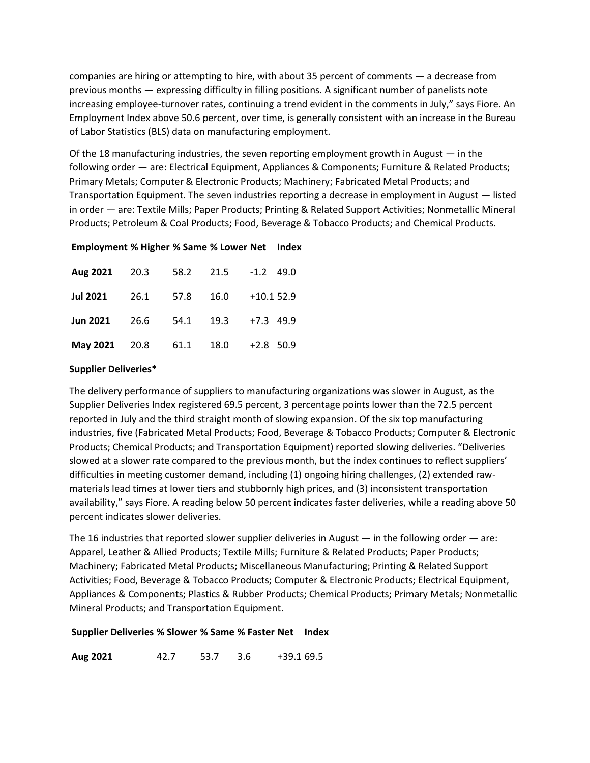companies are hiring or attempting to hire, with about 35 percent of comments — a decrease from previous months — expressing difficulty in filling positions. A significant number of panelists note increasing employee-turnover rates, continuing a trend evident in the comments in July," says Fiore. An Employment Index above 50.6 percent, over time, is generally consistent with an increase in the Bureau of Labor Statistics (BLS) data on manufacturing employment.

Of the 18 manufacturing industries, the seven reporting employment growth in August — in the following order — are: Electrical Equipment, Appliances & Components; Furniture & Related Products; Primary Metals; Computer & Electronic Products; Machinery; Fabricated Metal Products; and Transportation Equipment. The seven industries reporting a decrease in employment in August — listed in order — are: Textile Mills; Paper Products; Printing & Related Support Activities; Nonmetallic Mineral Products; Petroleum & Coal Products; Food, Beverage & Tobacco Products; and Chemical Products.

| Employment | % Higher | % Same | % Lower | Net | Index |
|---|---|---|---|---|---|
| Aug 2021 | 20.3 | 58.2 | 21.5 | -1.2 | 49.0 |
| Jul 2021 | 26.1 | 57.8 | 16.0 | +10.1 | 52.9 |
| Jun 2021 | 26.6 | 54.1 | 19.3 | +7.3 | 49.9 |
| May 2021 | 20.8 | 61.1 | 18.0 | +2.8 | 50.9 |

**Supplier Deliveries***

The delivery performance of suppliers to manufacturing organizations was slower in August, as the Supplier Deliveries Index registered 69.5 percent, 3 percentage points lower than the 72.5 percent reported in July and the third straight month of slowing expansion. Of the six top manufacturing industries, five (Fabricated Metal Products; Food, Beverage & Tobacco Products; Computer & Electronic Products; Chemical Products; and Transportation Equipment) reported slowing deliveries. "Deliveries slowed at a slower rate compared to the previous month, but the index continues to reflect suppliers' difficulties in meeting customer demand, including (1) ongoing hiring challenges, (2) extended raw-materials lead times at lower tiers and stubbornly high prices, and (3) inconsistent transportation availability," says Fiore. A reading below 50 percent indicates faster deliveries, while a reading above 50 percent indicates slower deliveries.

The 16 industries that reported slower supplier deliveries in August — in the following order — are: Apparel, Leather & Allied Products; Textile Mills; Furniture & Related Products; Paper Products; Machinery; Fabricated Metal Products; Miscellaneous Manufacturing; Printing & Related Support Activities; Food, Beverage & Tobacco Products; Computer & Electronic Products; Electrical Equipment, Appliances & Components; Plastics & Rubber Products; Chemical Products; Primary Metals; Nonmetallic Mineral Products; and Transportation Equipment.

| Supplier Deliveries | % Slower | % Same | % Faster | Net | Index |
|---|---|---|---|---|---|
| Aug 2021 | 42.7 | 53.7 | 3.6 | +39.1 | 69.5 |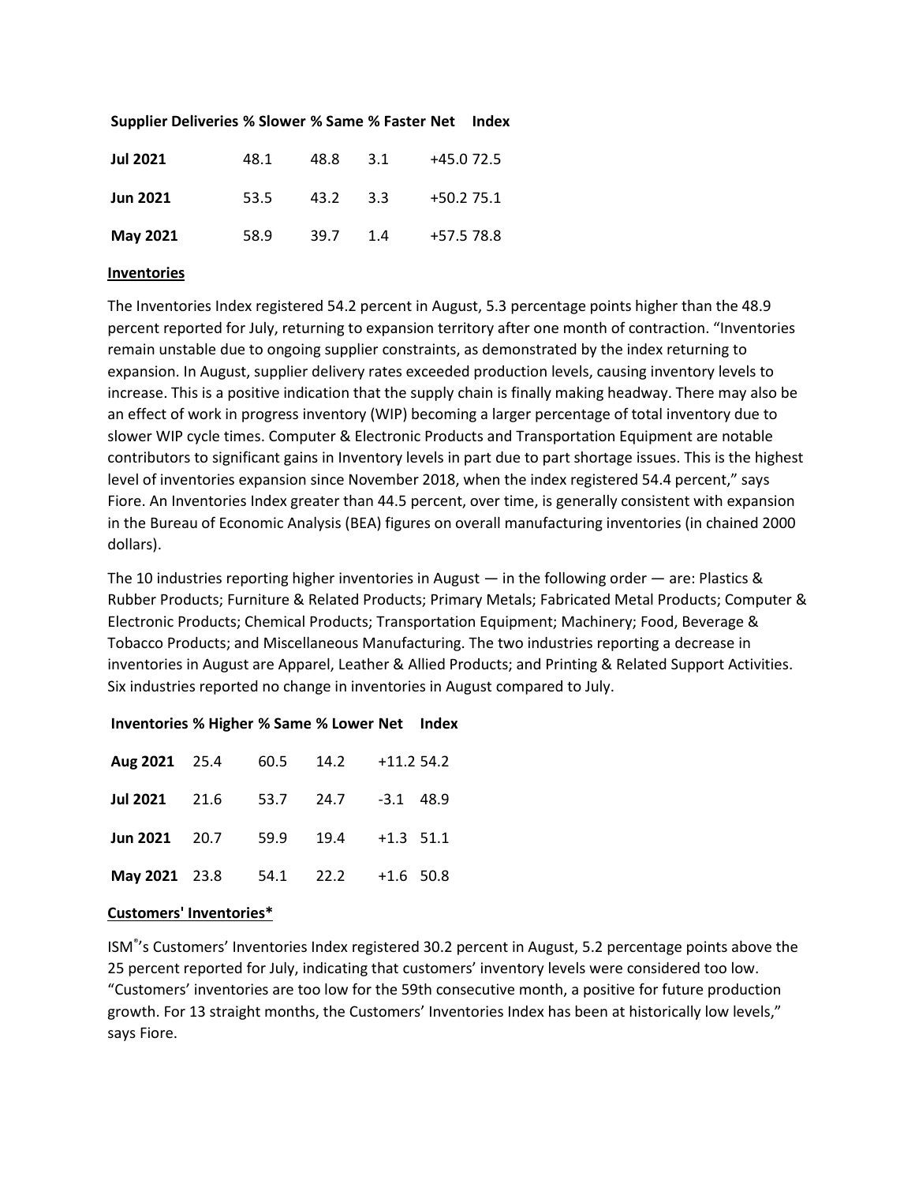| Supplier Deliveries | % Slower | % Same | % Faster | Net | Index |
|---|---|---|---|---|---|
| **Jul 2021** | 48.1 | 48.8 | 3.1 | +45.0 | 72.5 |
| **Jun 2021** | 53.5 | 43.2 | 3.3 | +50.2 | 75.1 |
| **May 2021** | 58.9 | 39.7 | 1.4 | +57.5 | 78.8 |

**Inventories**

The Inventories Index registered 54.2 percent in August, 5.3 percentage points higher than the 48.9 percent reported for July, returning to expansion territory after one month of contraction. "Inventories remain unstable due to ongoing supplier constraints, as demonstrated by the index returning to expansion. In August, supplier delivery rates exceeded production levels, causing inventory levels to increase. This is a positive indication that the supply chain is finally making headway. There may also be an effect of work in progress inventory (WIP) becoming a larger percentage of total inventory due to slower WIP cycle times. Computer & Electronic Products and Transportation Equipment are notable contributors to significant gains in Inventory levels in part due to part shortage issues. This is the highest level of inventories expansion since November 2018, when the index registered 54.4 percent," says Fiore. An Inventories Index greater than 44.5 percent, over time, is generally consistent with expansion in the Bureau of Economic Analysis (BEA) figures on overall manufacturing inventories (in chained 2000 dollars).

The 10 industries reporting higher inventories in August — in the following order — are: Plastics & Rubber Products; Furniture & Related Products; Primary Metals; Fabricated Metal Products; Computer & Electronic Products; Chemical Products; Transportation Equipment; Machinery; Food, Beverage & Tobacco Products; and Miscellaneous Manufacturing. The two industries reporting a decrease in inventories in August are Apparel, Leather & Allied Products; and Printing & Related Support Activities. Six industries reported no change in inventories in August compared to July.

| Inventories | % Higher | % Same | % Lower | Net | Index |
|---|---|---|---|---|---|
| **Aug 2021** | 25.4 | 60.5 | 14.2 | +11.2 | 54.2 |
| **Jul 2021** | 21.6 | 53.7 | 24.7 | -3.1 | 48.9 |
| **Jun 2021** | 20.7 | 59.9 | 19.4 | +1.3 | 51.1 |
| **May 2021** | 23.8 | 54.1 | 22.2 | +1.6 | 50.8 |

**Customers' Inventories***

ISM®'s Customers' Inventories Index registered 30.2 percent in August, 5.2 percentage points above the 25 percent reported for July, indicating that customers' inventory levels were considered too low. "Customers' inventories are too low for the 59th consecutive month, a positive for future production growth. For 13 straight months, the Customers' Inventories Index has been at historically low levels," says Fiore.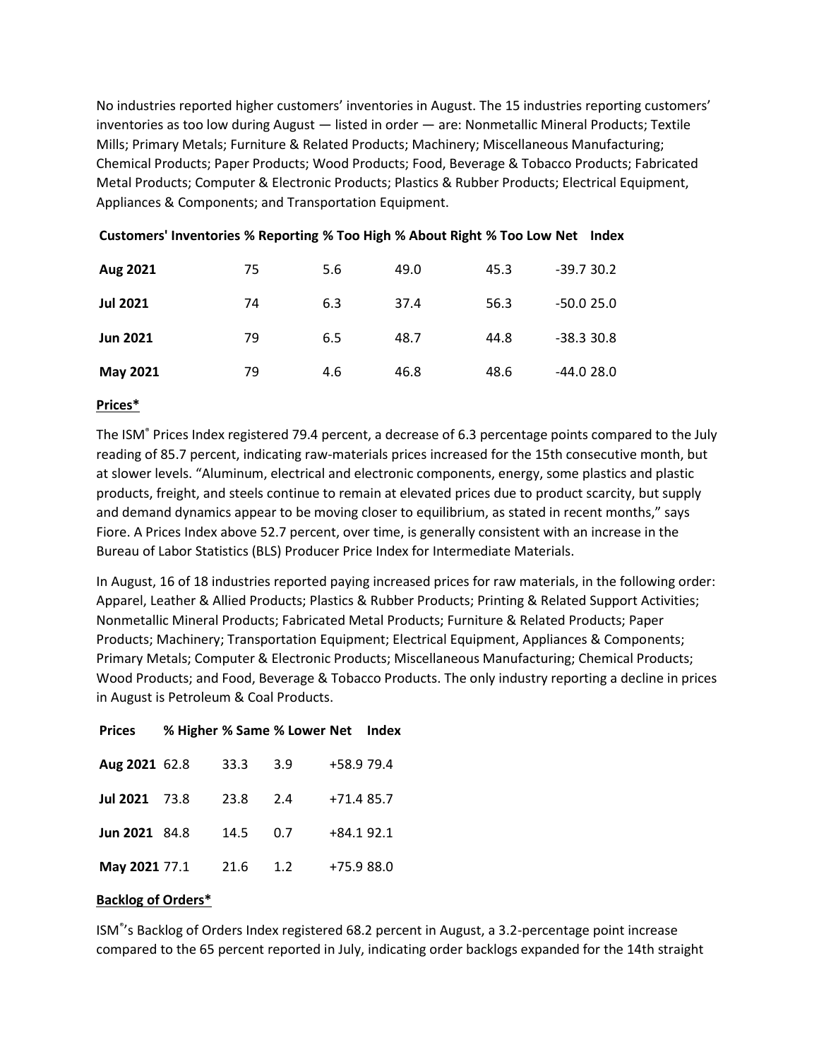No industries reported higher customers' inventories in August. The 15 industries reporting customers' inventories as too low during August — listed in order — are: Nonmetallic Mineral Products; Textile Mills; Primary Metals; Furniture & Related Products; Machinery; Miscellaneous Manufacturing; Chemical Products; Paper Products; Wood Products; Food, Beverage & Tobacco Products; Fabricated Metal Products; Computer & Electronic Products; Plastics & Rubber Products; Electrical Equipment, Appliances & Components; and Transportation Equipment.

| Customers' Inventories | % Reporting | % Too High | % About Right | % Too Low | Net | Index |
|---|---|---|---|---|---|---|
| **Aug 2021** | 75 | 5.6 | 49.0 | 45.3 | -39.7 | 30.2 |
| **Jul 2021** | 74 | 6.3 | 37.4 | 56.3 | -50.0 | 25.0 |
| **Jun 2021** | 79 | 6.5 | 48.7 | 44.8 | -38.3 | 30.8 |
| **May 2021** | 79 | 4.6 | 46.8 | 48.6 | -44.0 | 28.0 |

**Prices***

The ISM® Prices Index registered 79.4 percent, a decrease of 6.3 percentage points compared to the July reading of 85.7 percent, indicating raw-materials prices increased for the 15th consecutive month, but at slower levels. "Aluminum, electrical and electronic components, energy, some plastics and plastic products, freight, and steels continue to remain at elevated prices due to product scarcity, but supply and demand dynamics appear to be moving closer to equilibrium, as stated in recent months," says Fiore. A Prices Index above 52.7 percent, over time, is generally consistent with an increase in the Bureau of Labor Statistics (BLS) Producer Price Index for Intermediate Materials.

In August, 16 of 18 industries reported paying increased prices for raw materials, in the following order: Apparel, Leather & Allied Products; Plastics & Rubber Products; Printing & Related Support Activities; Nonmetallic Mineral Products; Fabricated Metal Products; Furniture & Related Products; Paper Products; Machinery; Transportation Equipment; Electrical Equipment, Appliances & Components; Primary Metals; Computer & Electronic Products; Miscellaneous Manufacturing; Chemical Products; Wood Products; and Food, Beverage & Tobacco Products. The only industry reporting a decline in prices in August is Petroleum & Coal Products.

| Prices | % Higher | % Same | % Lower | Net | Index |
|---|---|---|---|---|---|
| **Aug 2021** | 62.8 | 33.3 | 3.9 | +58.9 | 79.4 |
| **Jul 2021** | 73.8 | 23.8 | 2.4 | +71.4 | 85.7 |
| **Jun 2021** | 84.8 | 14.5 | 0.7 | +84.1 | 92.1 |
| **May 2021** | 77.1 | 21.6 | 1.2 | +75.9 | 88.0 |

**Backlog of Orders***

ISM®'s Backlog of Orders Index registered 68.2 percent in August, a 3.2-percentage point increase compared to the 65 percent reported in July, indicating order backlogs expanded for the 14th straight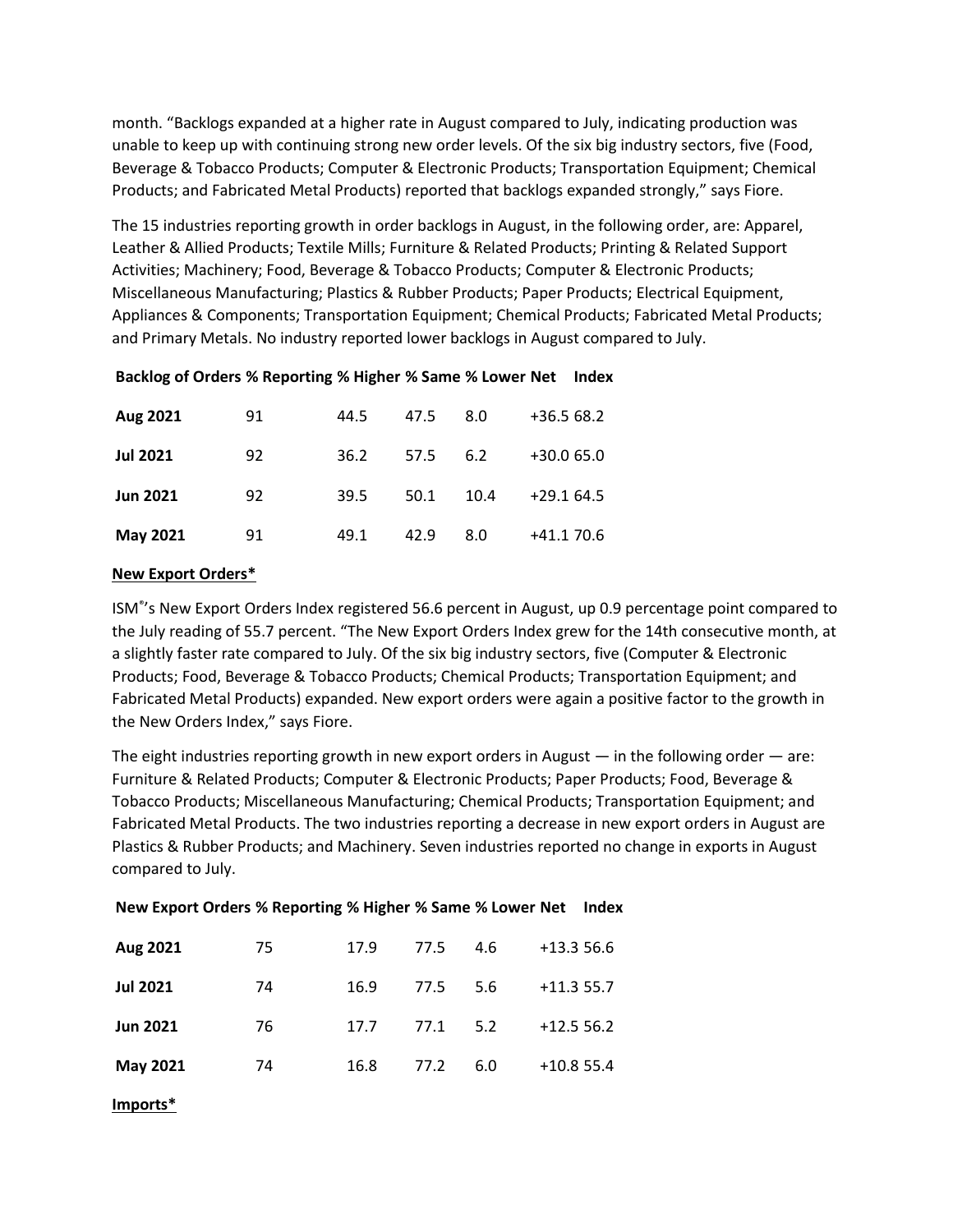month. "Backlogs expanded at a higher rate in August compared to July, indicating production was unable to keep up with continuing strong new order levels. Of the six big industry sectors, five (Food, Beverage & Tobacco Products; Computer & Electronic Products; Transportation Equipment; Chemical Products; and Fabricated Metal Products) reported that backlogs expanded strongly," says Fiore.

The 15 industries reporting growth in order backlogs in August, in the following order, are: Apparel, Leather & Allied Products; Textile Mills; Furniture & Related Products; Printing & Related Support Activities; Machinery; Food, Beverage & Tobacco Products; Computer & Electronic Products; Miscellaneous Manufacturing; Plastics & Rubber Products; Paper Products; Electrical Equipment, Appliances & Components; Transportation Equipment; Chemical Products; Fabricated Metal Products; and Primary Metals. No industry reported lower backlogs in August compared to July.

| Backlog of Orders | % Reporting | % Higher | % Same | % Lower | Net | Index |
|---|---|---|---|---|---|---|
| **Aug 2021** | 91 | 44.5 | 47.5 | 8.0 | +36.5 | 68.2 |
| **Jul 2021** | 92 | 36.2 | 57.5 | 6.2 | +30.0 | 65.0 |
| **Jun 2021** | 92 | 39.5 | 50.1 | 10.4 | +29.1 | 64.5 |
| **May 2021** | 91 | 49.1 | 42.9 | 8.0 | +41.1 | 70.6 |

**New Export Orders***

ISM®'s New Export Orders Index registered 56.6 percent in August, up 0.9 percentage point compared to the July reading of 55.7 percent. "The New Export Orders Index grew for the 14th consecutive month, at a slightly faster rate compared to July. Of the six big industry sectors, five (Computer & Electronic Products; Food, Beverage & Tobacco Products; Chemical Products; Transportation Equipment; and Fabricated Metal Products) expanded. New export orders were again a positive factor to the growth in the New Orders Index," says Fiore.

The eight industries reporting growth in new export orders in August — in the following order — are: Furniture & Related Products; Computer & Electronic Products; Paper Products; Food, Beverage & Tobacco Products; Miscellaneous Manufacturing; Chemical Products; Transportation Equipment; and Fabricated Metal Products. The two industries reporting a decrease in new export orders in August are Plastics & Rubber Products; and Machinery. Seven industries reported no change in exports in August compared to July.

| New Export Orders | % Reporting | % Higher | % Same | % Lower | Net | Index |
|---|---|---|---|---|---|---|
| **Aug 2021** | 75 | 17.9 | 77.5 | 4.6 | +13.3 | 56.6 |
| **Jul 2021** | 74 | 16.9 | 77.5 | 5.6 | +11.3 | 55.7 |
| **Jun 2021** | 76 | 17.7 | 77.1 | 5.2 | +12.5 | 56.2 |
| **May 2021** | 74 | 16.8 | 77.2 | 6.0 | +10.8 | 55.4 |

**Imports***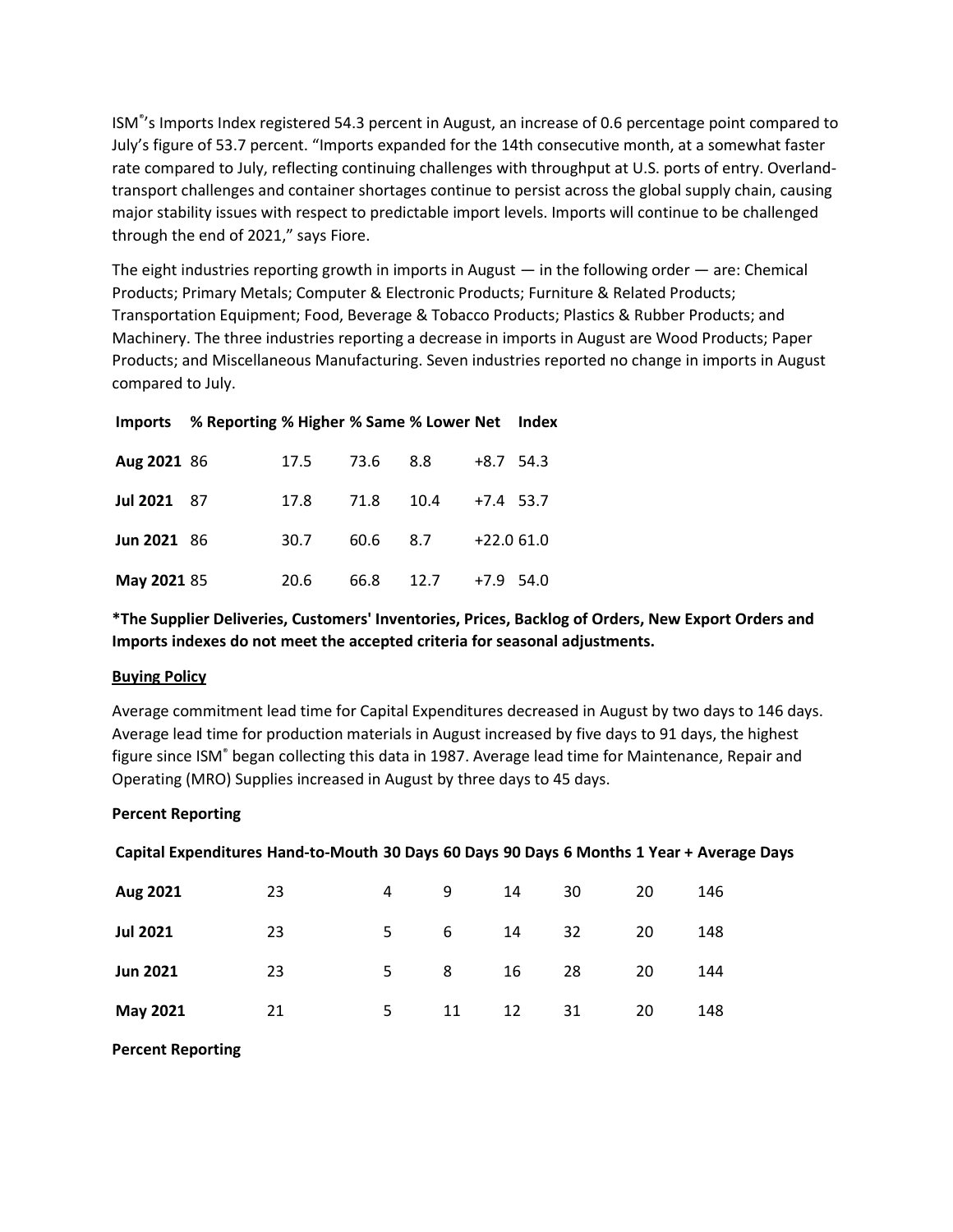ISM®'s Imports Index registered 54.3 percent in August, an increase of 0.6 percentage point compared to July's figure of 53.7 percent. "Imports expanded for the 14th consecutive month, at a somewhat faster rate compared to July, reflecting continuing challenges with throughput at U.S. ports of entry. Overland-transport challenges and container shortages continue to persist across the global supply chain, causing major stability issues with respect to predictable import levels. Imports will continue to be challenged through the end of 2021," says Fiore.

The eight industries reporting growth in imports in August — in the following order — are: Chemical Products; Primary Metals; Computer & Electronic Products; Furniture & Related Products; Transportation Equipment; Food, Beverage & Tobacco Products; Plastics & Rubber Products; and Machinery. The three industries reporting a decrease in imports in August are Wood Products; Paper Products; and Miscellaneous Manufacturing. Seven industries reported no change in imports in August compared to July.

| Imports | % Reporting | % Higher | % Same | % Lower | Net | Index |
|---|---|---|---|---|---|---|
| **Aug 2021** | 86 | 17.5 | 73.6 | 8.8 | +8.7 | 54.3 |
| **Jul 2021** | 87 | 17.8 | 71.8 | 10.4 | +7.4 | 53.7 |
| **Jun 2021** | 86 | 30.7 | 60.6 | 8.7 | +22.0 | 61.0 |
| **May 2021** | 85 | 20.6 | 66.8 | 12.7 | +7.9 | 54.0 |

**\*The Supplier Deliveries, Customers' Inventories, Prices, Backlog of Orders, New Export Orders and Imports indexes do not meet the accepted criteria for seasonal adjustments.**

**Buying Policy**

Average commitment lead time for Capital Expenditures decreased in August by two days to 146 days. Average lead time for production materials in August increased by five days to 91 days, the highest figure since ISM® began collecting this data in 1987. Average lead time for Maintenance, Repair and Operating (MRO) Supplies increased in August by three days to 45 days.

**Percent Reporting**

| Capital Expenditures | Hand-to-Mouth | 30 Days | 60 Days | 90 Days | 6 Months | 1 Year + | Average Days |
|---|---|---|---|---|---|---|---|
| **Aug 2021** | 23 | 4 | 9 | 14 | 30 | 20 | 146 |
| **Jul 2021** | 23 | 5 | 6 | 14 | 32 | 20 | 148 |
| **Jun 2021** | 23 | 5 | 8 | 16 | 28 | 20 | 144 |
| **May 2021** | 21 | 5 | 11 | 12 | 31 | 20 | 148 |

**Percent Reporting**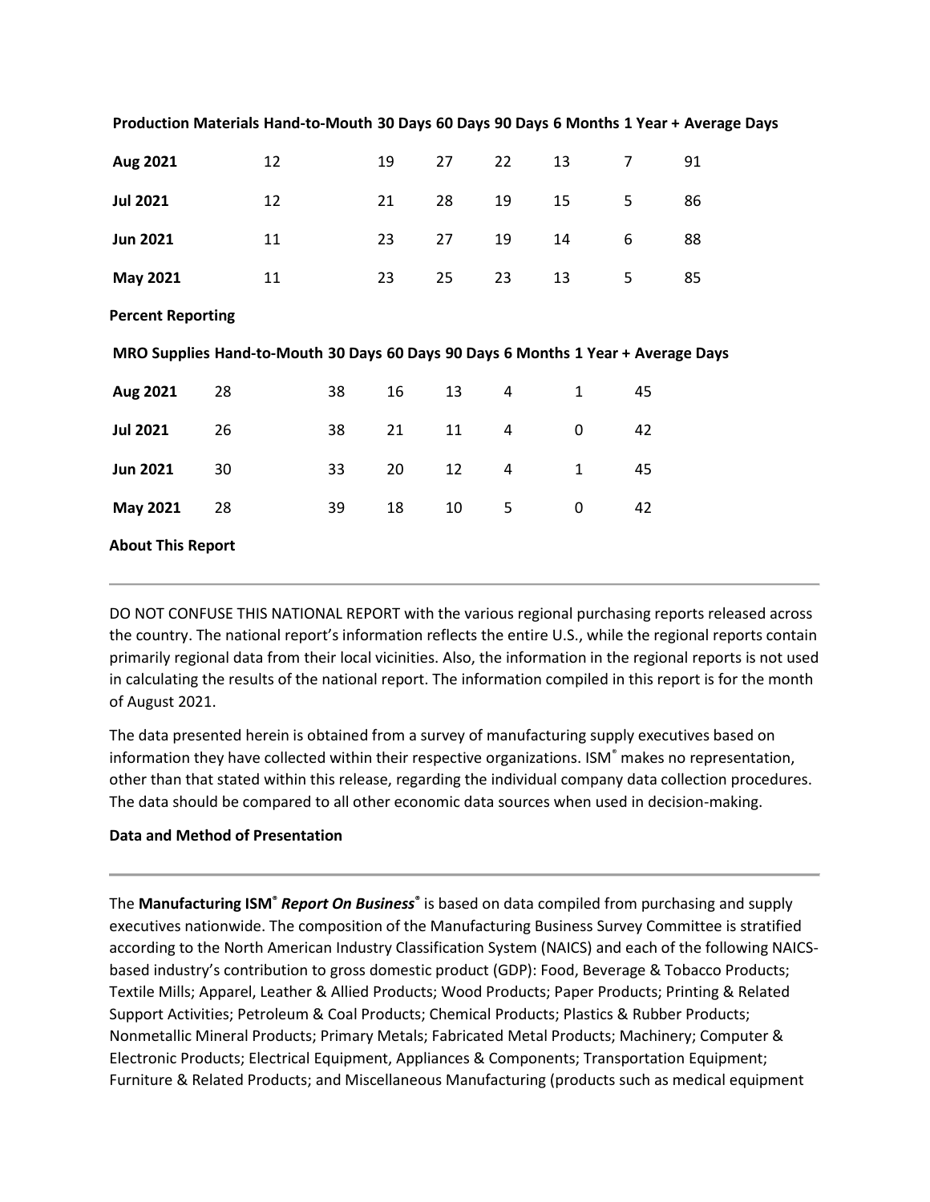| Production Materials | Hand-to-Mouth | 30 Days | 60 Days | 90 Days | 6 Months | 1 Year + | Average Days |
|---|---|---|---|---|---|---|---|
| **Aug 2021** | 12 | 19 | 27 | 22 | 13 | 7 | 91 |
| **Jul 2021** | 12 | 21 | 28 | 19 | 15 | 5 | 86 |
| **Jun 2021** | 11 | 23 | 27 | 19 | 14 | 6 | 88 |
| **May 2021** | 11 | 23 | 25 | 23 | 13 | 5 | 85 |

**Percent Reporting**

| MRO Supplies | Hand-to-Mouth | 30 Days | 60 Days | 90 Days | 6 Months | 1 Year + | Average Days |
|---|---|---|---|---|---|---|---|
| **Aug 2021** | 28 | 38 | 16 | 13 | 4 | 1 | 45 |
| **Jul 2021** | 26 | 38 | 21 | 11 | 4 | 0 | 42 |
| **Jun 2021** | 30 | 33 | 20 | 12 | 4 | 1 | 45 |
| **May 2021** | 28 | 39 | 18 | 10 | 5 | 0 | 42 |

**About This Report**

---

DO NOT CONFUSE THIS NATIONAL REPORT with the various regional purchasing reports released across the country. The national report's information reflects the entire U.S., while the regional reports contain primarily regional data from their local vicinities. Also, the information in the regional reports is not used in calculating the results of the national report. The information compiled in this report is for the month of August 2021.

The data presented herein is obtained from a survey of manufacturing supply executives based on information they have collected within their respective organizations. ISM® makes no representation, other than that stated within this release, regarding the individual company data collection procedures. The data should be compared to all other economic data sources when used in decision-making.

**Data and Method of Presentation**

---

The **Manufacturing ISM® *Report On Business®*** is based on data compiled from purchasing and supply executives nationwide. The composition of the Manufacturing Business Survey Committee is stratified according to the North American Industry Classification System (NAICS) and each of the following NAICS-based industry's contribution to gross domestic product (GDP): Food, Beverage & Tobacco Products; Textile Mills; Apparel, Leather & Allied Products; Wood Products; Paper Products; Printing & Related Support Activities; Petroleum & Coal Products; Chemical Products; Plastics & Rubber Products; Nonmetallic Mineral Products; Primary Metals; Fabricated Metal Products; Machinery; Computer & Electronic Products; Electrical Equipment, Appliances & Components; Transportation Equipment; Furniture & Related Products; and Miscellaneous Manufacturing (products such as medical equipment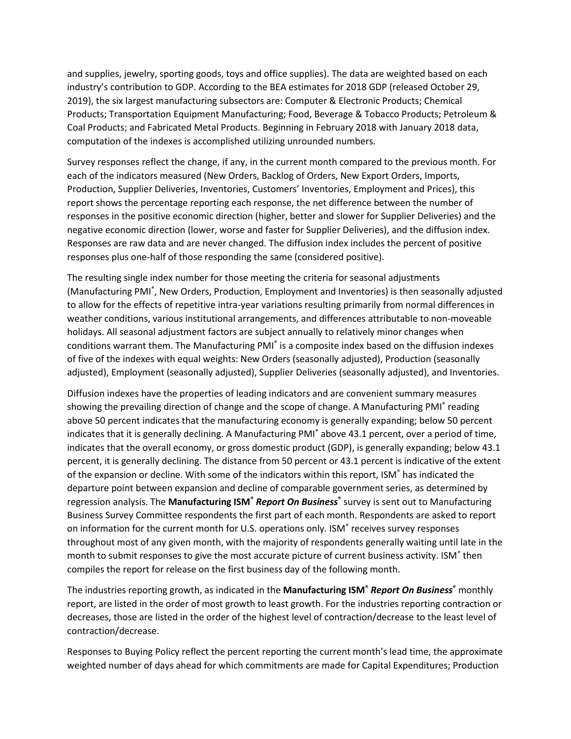and supplies, jewelry, sporting goods, toys and office supplies). The data are weighted based on each industry's contribution to GDP. According to the BEA estimates for 2018 GDP (released October 29, 2019), the six largest manufacturing subsectors are: Computer & Electronic Products; Chemical Products; Transportation Equipment Manufacturing; Food, Beverage & Tobacco Products; Petroleum & Coal Products; and Fabricated Metal Products. Beginning in February 2018 with January 2018 data, computation of the indexes is accomplished utilizing unrounded numbers.

Survey responses reflect the change, if any, in the current month compared to the previous month. For each of the indicators measured (New Orders, Backlog of Orders, New Export Orders, Imports, Production, Supplier Deliveries, Inventories, Customers' Inventories, Employment and Prices), this report shows the percentage reporting each response, the net difference between the number of responses in the positive economic direction (higher, better and slower for Supplier Deliveries) and the negative economic direction (lower, worse and faster for Supplier Deliveries), and the diffusion index. Responses are raw data and are never changed. The diffusion index includes the percent of positive responses plus one-half of those responding the same (considered positive).

The resulting single index number for those meeting the criteria for seasonal adjustments (Manufacturing PMI®, New Orders, Production, Employment and Inventories) is then seasonally adjusted to allow for the effects of repetitive intra-year variations resulting primarily from normal differences in weather conditions, various institutional arrangements, and differences attributable to non-moveable holidays. All seasonal adjustment factors are subject annually to relatively minor changes when conditions warrant them. The Manufacturing PMI® is a composite index based on the diffusion indexes of five of the indexes with equal weights: New Orders (seasonally adjusted), Production (seasonally adjusted), Employment (seasonally adjusted), Supplier Deliveries (seasonally adjusted), and Inventories.

Diffusion indexes have the properties of leading indicators and are convenient summary measures showing the prevailing direction of change and the scope of change. A Manufacturing PMI® reading above 50 percent indicates that the manufacturing economy is generally expanding; below 50 percent indicates that it is generally declining. A Manufacturing PMI® above 43.1 percent, over a period of time, indicates that the overall economy, or gross domestic product (GDP), is generally expanding; below 43.1 percent, it is generally declining. The distance from 50 percent or 43.1 percent is indicative of the extent of the expansion or decline. With some of the indicators within this report, ISM® has indicated the departure point between expansion and decline of comparable government series, as determined by regression analysis. The **Manufacturing ISM® *Report On Business®*** survey is sent out to Manufacturing Business Survey Committee respondents the first part of each month. Respondents are asked to report on information for the current month for U.S. operations only. ISM® receives survey responses throughout most of any given month, with the majority of respondents generally waiting until late in the month to submit responses to give the most accurate picture of current business activity. ISM® then compiles the report for release on the first business day of the following month.

The industries reporting growth, as indicated in the **Manufacturing ISM® *Report On Business®*** monthly report, are listed in the order of most growth to least growth. For the industries reporting contraction or decreases, those are listed in the order of the highest level of contraction/decrease to the least level of contraction/decrease.

Responses to Buying Policy reflect the percent reporting the current month's lead time, the approximate weighted number of days ahead for which commitments are made for Capital Expenditures; Production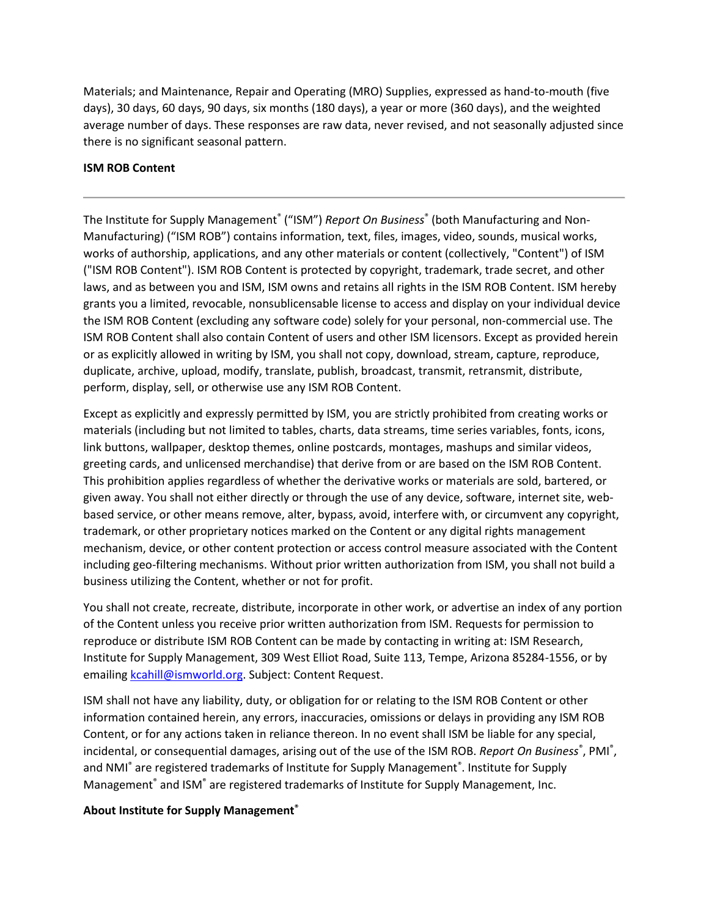Materials; and Maintenance, Repair and Operating (MRO) Supplies, expressed as hand-to-mouth (five days), 30 days, 60 days, 90 days, six months (180 days), a year or more (360 days), and the weighted average number of days. These responses are raw data, never revised, and not seasonally adjusted since there is no significant seasonal pattern.

**ISM ROB Content**

---

The Institute for Supply Management® ("ISM") *Report On Business*® (both Manufacturing and Non-Manufacturing) ("ISM ROB") contains information, text, files, images, video, sounds, musical works, works of authorship, applications, and any other materials or content (collectively, "Content") of ISM ("ISM ROB Content"). ISM ROB Content is protected by copyright, trademark, trade secret, and other laws, and as between you and ISM, ISM owns and retains all rights in the ISM ROB Content. ISM hereby grants you a limited, revocable, nonsublicensable license to access and display on your individual device the ISM ROB Content (excluding any software code) solely for your personal, non-commercial use. The ISM ROB Content shall also contain Content of users and other ISM licensors. Except as provided herein or as explicitly allowed in writing by ISM, you shall not copy, download, stream, capture, reproduce, duplicate, archive, upload, modify, translate, publish, broadcast, transmit, retransmit, distribute, perform, display, sell, or otherwise use any ISM ROB Content.

Except as explicitly and expressly permitted by ISM, you are strictly prohibited from creating works or materials (including but not limited to tables, charts, data streams, time series variables, fonts, icons, link buttons, wallpaper, desktop themes, online postcards, montages, mashups and similar videos, greeting cards, and unlicensed merchandise) that derive from or are based on the ISM ROB Content. This prohibition applies regardless of whether the derivative works or materials are sold, bartered, or given away. You shall not either directly or through the use of any device, software, internet site, web-based service, or other means remove, alter, bypass, avoid, interfere with, or circumvent any copyright, trademark, or other proprietary notices marked on the Content or any digital rights management mechanism, device, or other content protection or access control measure associated with the Content including geo-filtering mechanisms. Without prior written authorization from ISM, you shall not build a business utilizing the Content, whether or not for profit.

You shall not create, recreate, distribute, incorporate in other work, or advertise an index of any portion of the Content unless you receive prior written authorization from ISM. Requests for permission to reproduce or distribute ISM ROB Content can be made by contacting in writing at: ISM Research, Institute for Supply Management, 309 West Elliot Road, Suite 113, Tempe, Arizona 85284-1556, or by emailing kcahill@ismworld.org. Subject: Content Request.

ISM shall not have any liability, duty, or obligation for or relating to the ISM ROB Content or other information contained herein, any errors, inaccuracies, omissions or delays in providing any ISM ROB Content, or for any actions taken in reliance thereon. In no event shall ISM be liable for any special, incidental, or consequential damages, arising out of the use of the ISM ROB. *Report On Business*®, PMI®, and NMI® are registered trademarks of Institute for Supply Management®. Institute for Supply Management® and ISM® are registered trademarks of Institute for Supply Management, Inc.

**About Institute for Supply Management®**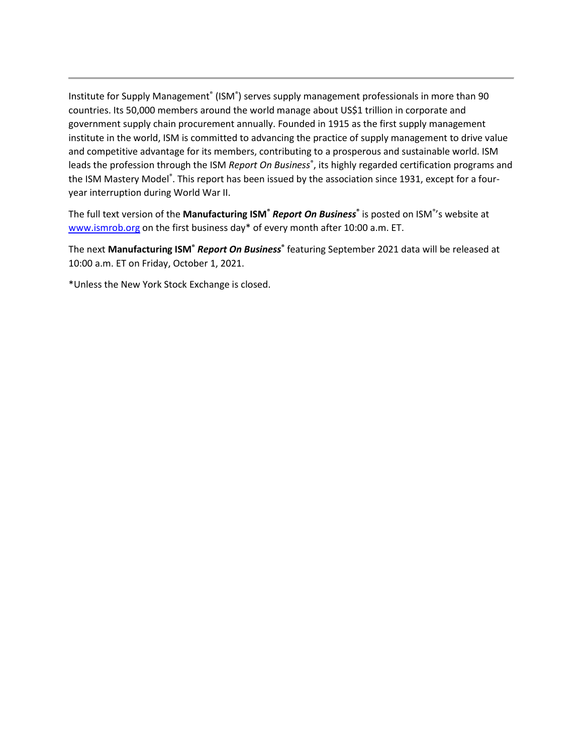---

Institute for Supply Management® (ISM®) serves supply management professionals in more than 90 countries. Its 50,000 members around the world manage about US$1 trillion in corporate and government supply chain procurement annually. Founded in 1915 as the first supply management institute in the world, ISM is committed to advancing the practice of supply management to drive value and competitive advantage for its members, contributing to a prosperous and sustainable world. ISM leads the profession through the ISM *Report On Business*®, its highly regarded certification programs and the ISM Mastery Model®. This report has been issued by the association since 1931, except for a four-year interruption during World War II.

The full text version of the **Manufacturing ISM® *Report On Business*®** is posted on ISM®'s website at [www.ismrob.org](www.ismrob.org) on the first business day* of every month after 10:00 a.m. ET.

The next **Manufacturing ISM® *Report On Business*®** featuring September 2021 data will be released at 10:00 a.m. ET on Friday, October 1, 2021.

*Unless the New York Stock Exchange is closed.